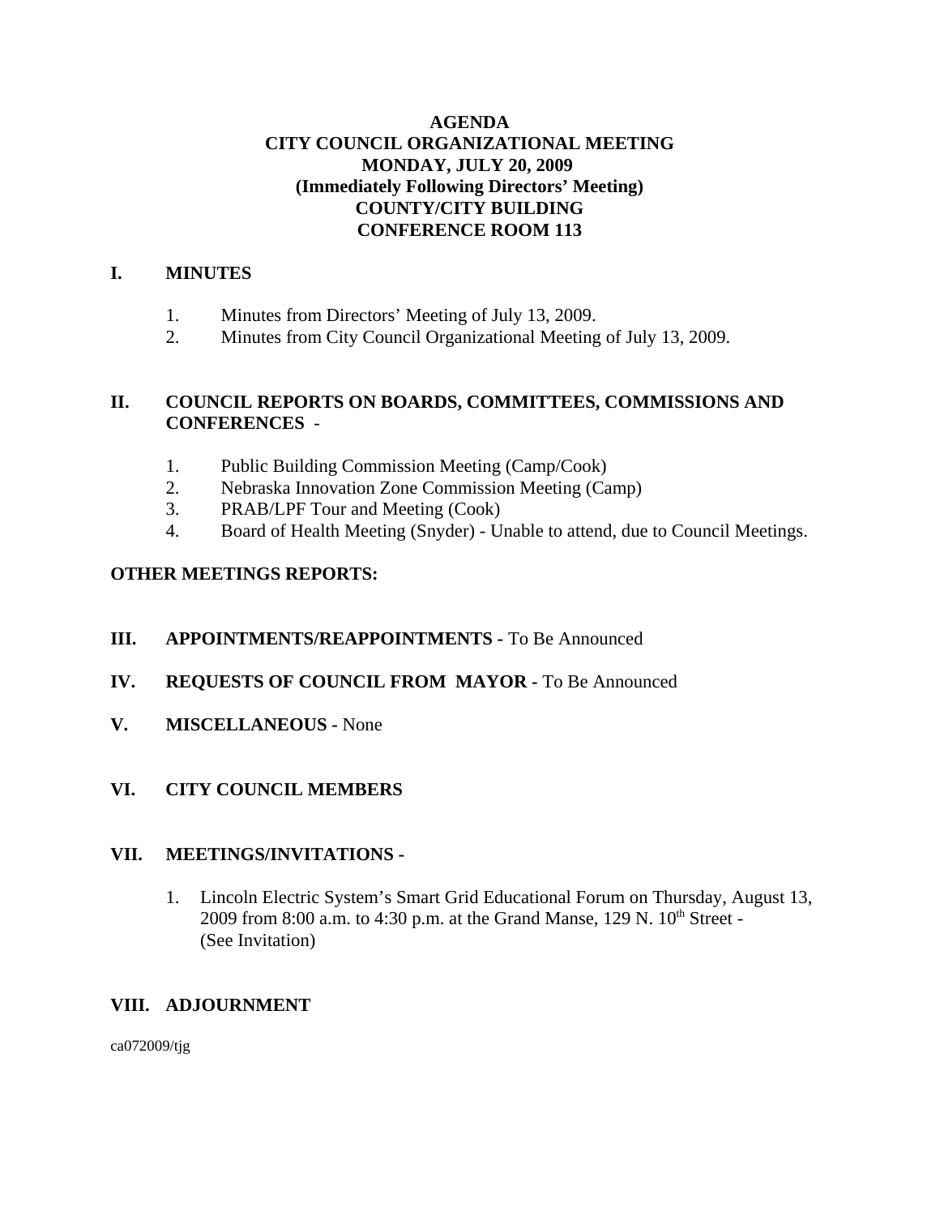# AGENDA
# CITY COUNCIL ORGANIZATIONAL MEETING
# MONDAY, JULY 20, 2009
# (Immediately Following Directors' Meeting)
# COUNTY/CITY BUILDING
# CONFERENCE ROOM 113

## I. MINUTES

1. Minutes from Directors' Meeting of July 13, 2009.
2. Minutes from City Council Organizational Meeting of July 13, 2009.

## II. COUNCIL REPORTS ON BOARDS, COMMITTEES, COMMISSIONS AND CONFERENCES -

1. Public Building Commission Meeting (Camp/Cook)
2. Nebraska Innovation Zone Commission Meeting (Camp)
3. PRAB/LPF Tour and Meeting (Cook)
4. Board of Health Meeting (Snyder) - Unable to attend, due to Council Meetings.

**OTHER MEETINGS REPORTS:**

## III. APPOINTMENTS/REAPPOINTMENTS - To Be Announced

## IV. REQUESTS OF COUNCIL FROM MAYOR - To Be Announced

## V. MISCELLANEOUS - None

## VI. CITY COUNCIL MEMBERS

## VII. MEETINGS/INVITATIONS -

1. Lincoln Electric System's Smart Grid Educational Forum on Thursday, August 13, 2009 from 8:00 a.m. to 4:30 p.m. at the Grand Manse, 129 N. 10th Street - (See Invitation)

## VIII. ADJOURNMENT

ca072009/tjg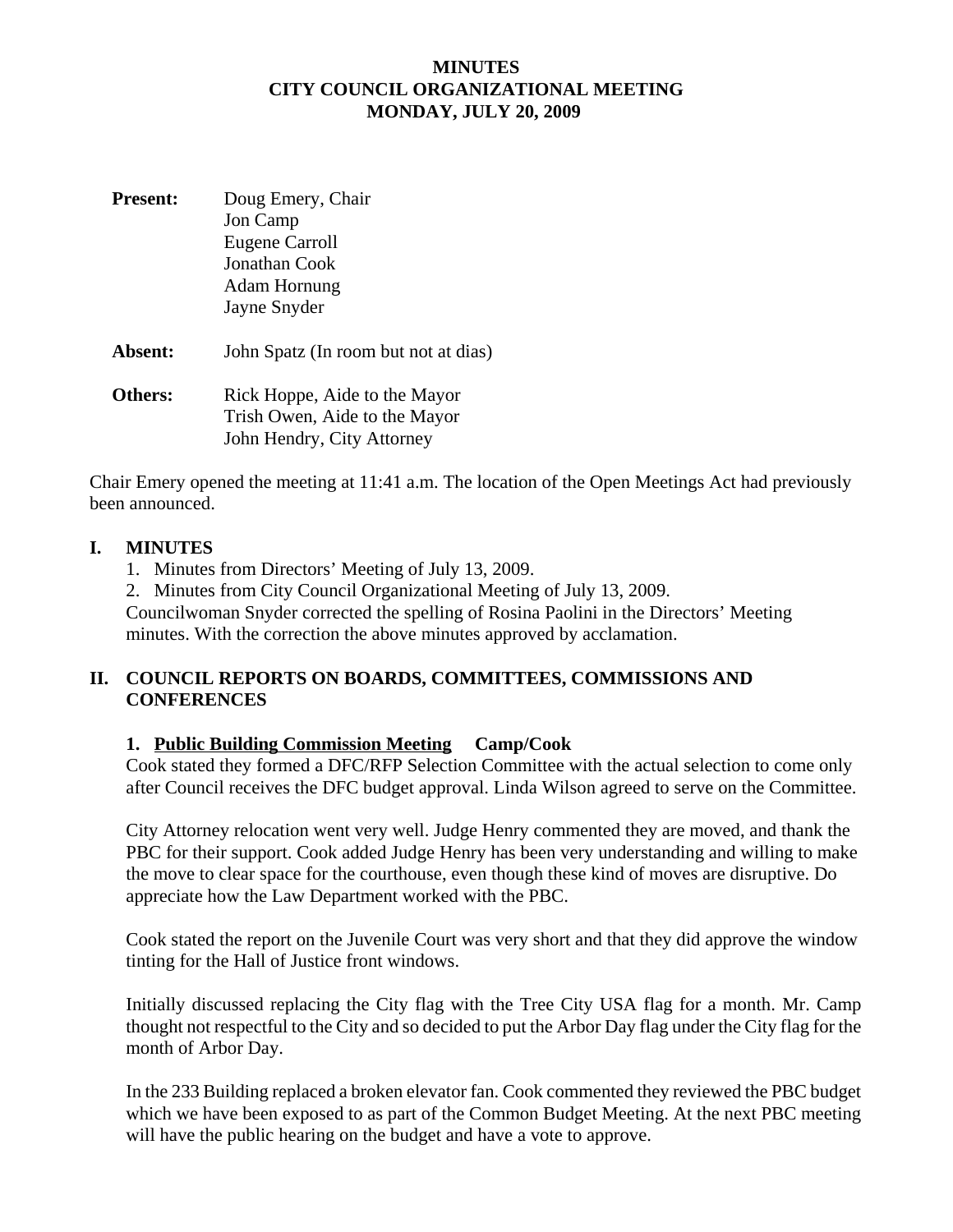# MINUTES
# CITY COUNCIL ORGANIZATIONAL MEETING
# MONDAY, JULY 20, 2009

**Present:** Doug Emery, Chair
Jon Camp
Eugene Carroll
Jonathan Cook
Adam Hornung
Jayne Snyder

**Absent:** John Spatz (In room but not at dias)

**Others:** Rick Hoppe, Aide to the Mayor
Trish Owen, Aide to the Mayor
John Hendry, City Attorney

Chair Emery opened the meeting at 11:41 a.m. The location of the Open Meetings Act had previously been announced.

## I. MINUTES

1. Minutes from Directors' Meeting of July 13, 2009.
2. Minutes from City Council Organizational Meeting of July 13, 2009.

Councilwoman Snyder corrected the spelling of Rosina Paolini in the Directors' Meeting minutes. With the correction the above minutes approved by acclamation.

## II. COUNCIL REPORTS ON BOARDS, COMMITTEES, COMMISSIONS AND CONFERENCES

### 1. Public Building Commission Meeting Camp/Cook

Cook stated they formed a DFC/RFP Selection Committee with the actual selection to come only after Council receives the DFC budget approval. Linda Wilson agreed to serve on the Committee.

City Attorney relocation went very well. Judge Henry commented they are moved, and thank the PBC for their support. Cook added Judge Henry has been very understanding and willing to make the move to clear space for the courthouse, even though these kind of moves are disruptive. Do appreciate how the Law Department worked with the PBC.

Cook stated the report on the Juvenile Court was very short and that they did approve the window tinting for the Hall of Justice front windows.

Initially discussed replacing the City flag with the Tree City USA flag for a month. Mr. Camp thought not respectful to the City and so decided to put the Arbor Day flag under the City flag for the month of Arbor Day.

In the 233 Building replaced a broken elevator fan. Cook commented they reviewed the PBC budget which we have been exposed to as part of the Common Budget Meeting. At the next PBC meeting will have the public hearing on the budget and have a vote to approve.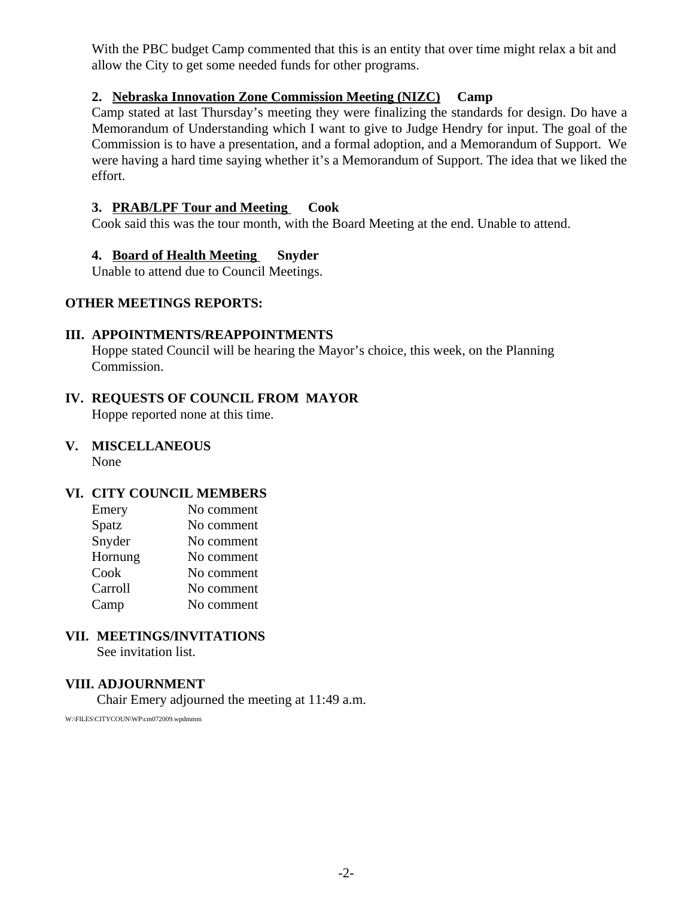With the PBC budget Camp commented that this is an entity that over time might relax a bit and allow the City to get some needed funds for other programs.

**2. Nebraska Innovation Zone Commission Meeting (NIZC) Camp**

Camp stated at last Thursday's meeting they were finalizing the standards for design. Do have a Memorandum of Understanding which I want to give to Judge Hendry for input. The goal of the Commission is to have a presentation, and a formal adoption, and a Memorandum of Support. We were having a hard time saying whether it's a Memorandum of Support. The idea that we liked the effort.

**3. PRAB/LPF Tour and Meeting Cook**

Cook said this was the tour month, with the Board Meeting at the end. Unable to attend.

**4. Board of Health Meeting Snyder**

Unable to attend due to Council Meetings.

## OTHER MEETINGS REPORTS:

## III. APPOINTMENTS/REAPPOINTMENTS

Hoppe stated Council will be hearing the Mayor's choice, this week, on the Planning Commission.

## IV. REQUESTS OF COUNCIL FROM MAYOR

Hoppe reported none at this time.

## V. MISCELLANEOUS

None

## VI. CITY COUNCIL MEMBERS

| | |
|---|---|
| Emery | No comment |
| Spatz | No comment |
| Snyder | No comment |
| Hornung | No comment |
| Cook | No comment |
| Carroll | No comment |
| Camp | No comment |

## VII. MEETINGS/INVITATIONS

See invitation list.

## VIII. ADJOURNMENT

Chair Emery adjourned the meeting at 11:49 a.m.

W:\FILES\CITYCOUN\WP\cm072009.wpdmmm